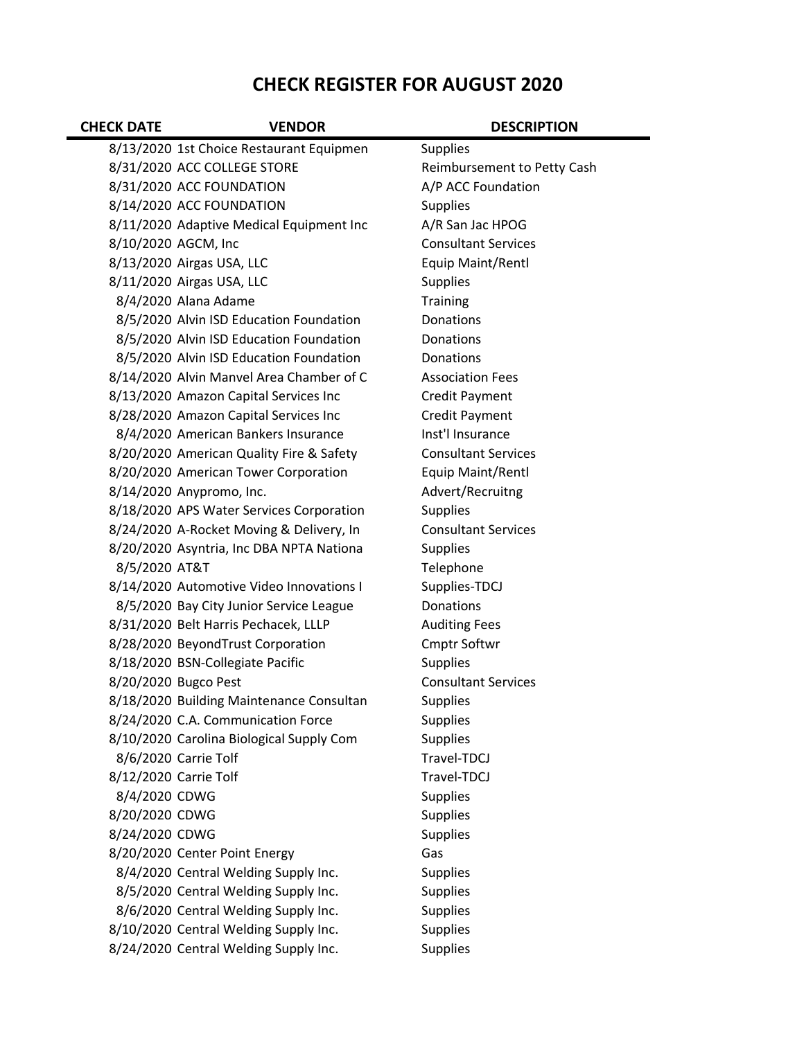# CHECK REGISTER FOR AUGUST 2020

| CHECK DATE | VENDOR | DESCRIPTION |
|---|---|---|
| 8/13/2020 | 1st Choice Restaurant Equipmen | Supplies |
| 8/31/2020 | ACC COLLEGE STORE | Reimbursement to Petty Cash |
| 8/31/2020 | ACC FOUNDATION | A/P ACC Foundation |
| 8/14/2020 | ACC FOUNDATION | Supplies |
| 8/11/2020 | Adaptive Medical Equipment Inc | A/R San Jac HPOG |
| 8/10/2020 | AGCM, Inc | Consultant Services |
| 8/13/2020 | Airgas USA, LLC | Equip Maint/Rentl |
| 8/11/2020 | Airgas USA, LLC | Supplies |
| 8/4/2020 | Alana Adame | Training |
| 8/5/2020 | Alvin ISD Education Foundation | Donations |
| 8/5/2020 | Alvin ISD Education Foundation | Donations |
| 8/5/2020 | Alvin ISD Education Foundation | Donations |
| 8/14/2020 | Alvin Manvel Area Chamber of C | Association Fees |
| 8/13/2020 | Amazon Capital Services Inc | Credit Payment |
| 8/28/2020 | Amazon Capital Services Inc | Credit Payment |
| 8/4/2020 | American Bankers Insurance | Inst'l Insurance |
| 8/20/2020 | American Quality Fire & Safety | Consultant Services |
| 8/20/2020 | American Tower Corporation | Equip Maint/Rentl |
| 8/14/2020 | Anypromo, Inc. | Advert/Recruitng |
| 8/18/2020 | APS Water Services Corporation | Supplies |
| 8/24/2020 | A-Rocket Moving & Delivery, In | Consultant Services |
| 8/20/2020 | Asyntria, Inc DBA NPTA Nationa | Supplies |
| 8/5/2020 | AT&T | Telephone |
| 8/14/2020 | Automotive Video Innovations I | Supplies-TDCJ |
| 8/5/2020 | Bay City Junior Service League | Donations |
| 8/31/2020 | Belt Harris Pechacek, LLLP | Auditing Fees |
| 8/28/2020 | BeyondTrust Corporation | Cmptr Softwr |
| 8/18/2020 | BSN-Collegiate Pacific | Supplies |
| 8/20/2020 | Bugco Pest | Consultant Services |
| 8/18/2020 | Building Maintenance Consultan | Supplies |
| 8/24/2020 | C.A. Communication Force | Supplies |
| 8/10/2020 | Carolina Biological Supply Com | Supplies |
| 8/6/2020 | Carrie Tolf | Travel-TDCJ |
| 8/12/2020 | Carrie Tolf | Travel-TDCJ |
| 8/4/2020 | CDWG | Supplies |
| 8/20/2020 | CDWG | Supplies |
| 8/24/2020 | CDWG | Supplies |
| 8/20/2020 | Center Point Energy | Gas |
| 8/4/2020 | Central Welding Supply Inc. | Supplies |
| 8/5/2020 | Central Welding Supply Inc. | Supplies |
| 8/6/2020 | Central Welding Supply Inc. | Supplies |
| 8/10/2020 | Central Welding Supply Inc. | Supplies |
| 8/24/2020 | Central Welding Supply Inc. | Supplies |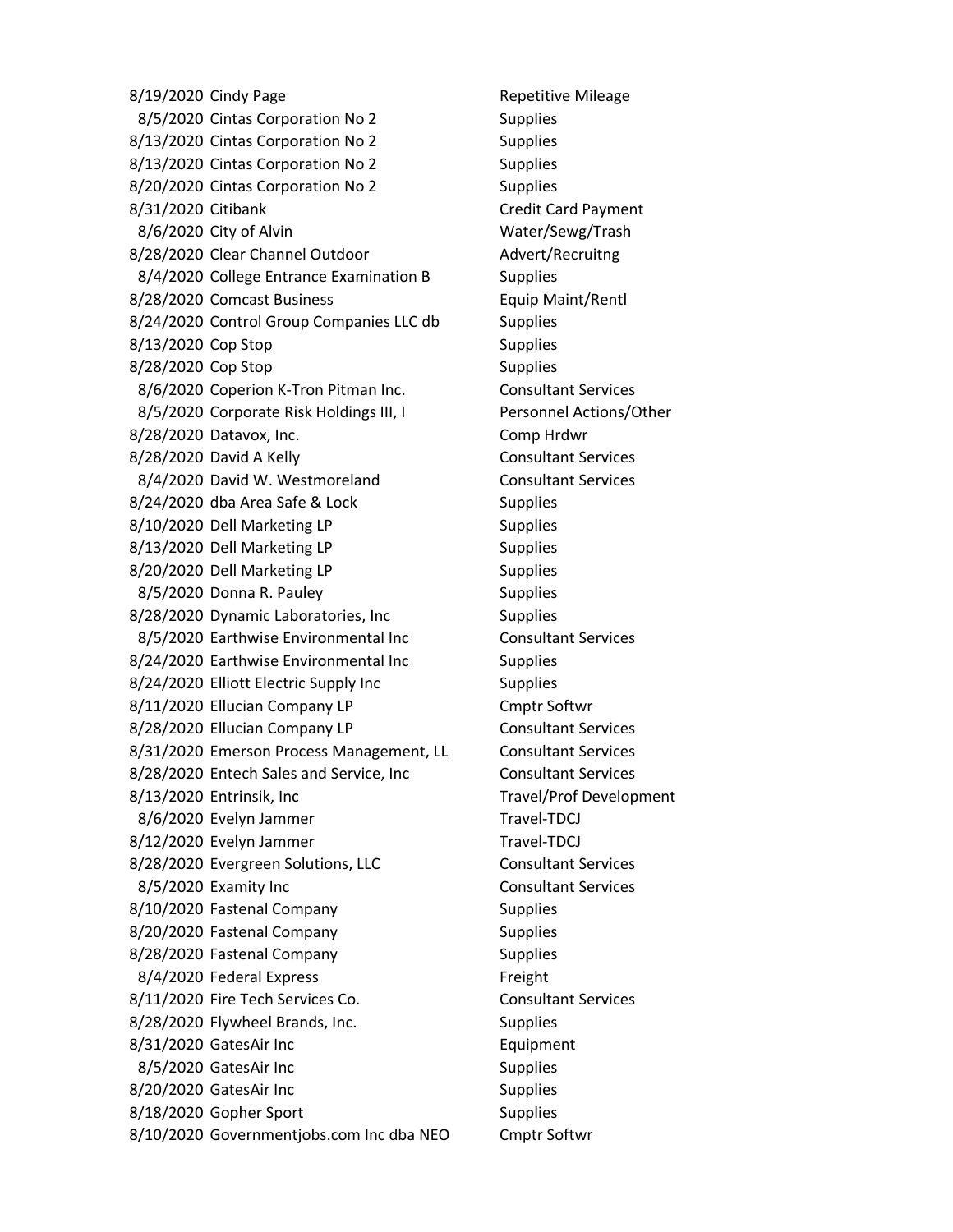| | | |
|---|---|---|
| 8/19/2020 | Cindy Page | Repetitive Mileage |
| 8/5/2020 | Cintas Corporation No 2 | Supplies |
| 8/13/2020 | Cintas Corporation No 2 | Supplies |
| 8/13/2020 | Cintas Corporation No 2 | Supplies |
| 8/20/2020 | Cintas Corporation No 2 | Supplies |
| 8/31/2020 | Citibank | Credit Card Payment |
| 8/6/2020 | City of Alvin | Water/Sewg/Trash |
| 8/28/2020 | Clear Channel Outdoor | Advert/Recruitng |
| 8/4/2020 | College Entrance Examination B | Supplies |
| 8/28/2020 | Comcast Business | Equip Maint/Rentl |
| 8/24/2020 | Control Group Companies LLC db | Supplies |
| 8/13/2020 | Cop Stop | Supplies |
| 8/28/2020 | Cop Stop | Supplies |
| 8/6/2020 | Coperion K-Tron Pitman Inc. | Consultant Services |
| 8/5/2020 | Corporate Risk Holdings III, I | Personnel Actions/Other |
| 8/28/2020 | Datavox, Inc. | Comp Hrdwr |
| 8/28/2020 | David A Kelly | Consultant Services |
| 8/4/2020 | David W. Westmoreland | Consultant Services |
| 8/24/2020 | dba Area Safe & Lock | Supplies |
| 8/10/2020 | Dell Marketing LP | Supplies |
| 8/13/2020 | Dell Marketing LP | Supplies |
| 8/20/2020 | Dell Marketing LP | Supplies |
| 8/5/2020 | Donna R. Pauley | Supplies |
| 8/28/2020 | Dynamic Laboratories, Inc | Supplies |
| 8/5/2020 | Earthwise Environmental Inc | Consultant Services |
| 8/24/2020 | Earthwise Environmental Inc | Supplies |
| 8/24/2020 | Elliott Electric Supply Inc | Supplies |
| 8/11/2020 | Ellucian Company LP | Cmptr Softwr |
| 8/28/2020 | Ellucian Company LP | Consultant Services |
| 8/31/2020 | Emerson Process Management, LL | Consultant Services |
| 8/28/2020 | Entech Sales and Service, Inc | Consultant Services |
| 8/13/2020 | Entrinsik, Inc | Travel/Prof Development |
| 8/6/2020 | Evelyn Jammer | Travel-TDCJ |
| 8/12/2020 | Evelyn Jammer | Travel-TDCJ |
| 8/28/2020 | Evergreen Solutions, LLC | Consultant Services |
| 8/5/2020 | Examity Inc | Consultant Services |
| 8/10/2020 | Fastenal Company | Supplies |
| 8/20/2020 | Fastenal Company | Supplies |
| 8/28/2020 | Fastenal Company | Supplies |
| 8/4/2020 | Federal Express | Freight |
| 8/11/2020 | Fire Tech Services Co. | Consultant Services |
| 8/28/2020 | Flywheel Brands, Inc. | Supplies |
| 8/31/2020 | GatesAir Inc | Equipment |
| 8/5/2020 | GatesAir Inc | Supplies |
| 8/20/2020 | GatesAir Inc | Supplies |
| 8/18/2020 | Gopher Sport | Supplies |
| 8/10/2020 | Governmentjobs.com Inc dba NEO | Cmptr Softwr |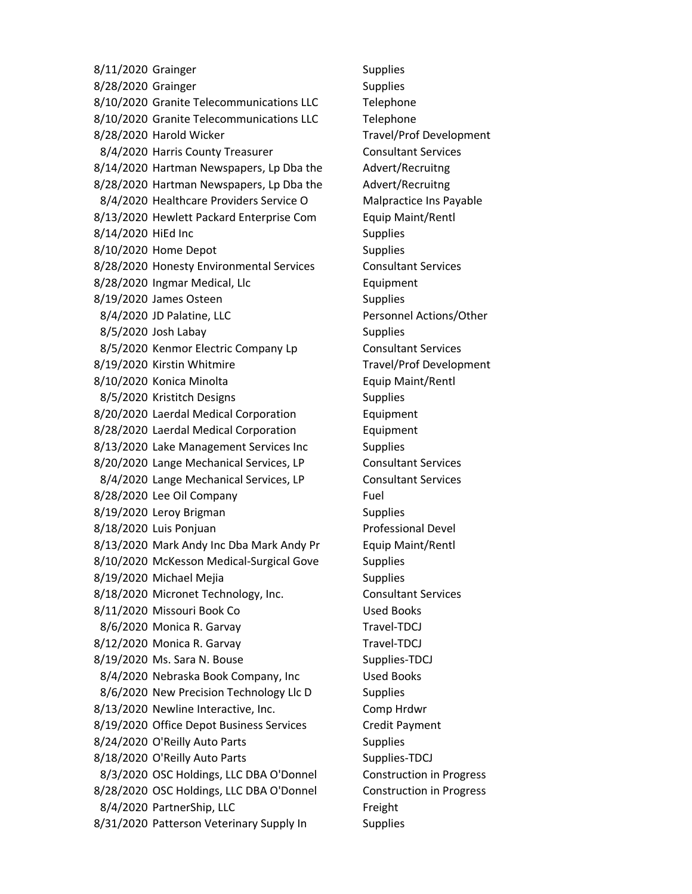| | | |
|---|---|---|
| 8/11/2020 | Grainger | Supplies |
| 8/28/2020 | Grainger | Supplies |
| 8/10/2020 | Granite Telecommunications LLC | Telephone |
| 8/10/2020 | Granite Telecommunications LLC | Telephone |
| 8/28/2020 | Harold Wicker | Travel/Prof Development |
| 8/4/2020 | Harris County Treasurer | Consultant Services |
| 8/14/2020 | Hartman Newspapers, Lp Dba the | Advert/Recruitng |
| 8/28/2020 | Hartman Newspapers, Lp Dba the | Advert/Recruitng |
| 8/4/2020 | Healthcare Providers Service O | Malpractice Ins Payable |
| 8/13/2020 | Hewlett Packard Enterprise Com | Equip Maint/Rentl |
| 8/14/2020 | HiEd Inc | Supplies |
| 8/10/2020 | Home Depot | Supplies |
| 8/28/2020 | Honesty Environmental Services | Consultant Services |
| 8/28/2020 | Ingmar Medical, Llc | Equipment |
| 8/19/2020 | James Osteen | Supplies |
| 8/4/2020 | JD Palatine, LLC | Personnel Actions/Other |
| 8/5/2020 | Josh Labay | Supplies |
| 8/5/2020 | Kenmor Electric Company Lp | Consultant Services |
| 8/19/2020 | Kirstin Whitmire | Travel/Prof Development |
| 8/10/2020 | Konica Minolta | Equip Maint/Rentl |
| 8/5/2020 | Kristitch Designs | Supplies |
| 8/20/2020 | Laerdal Medical Corporation | Equipment |
| 8/28/2020 | Laerdal Medical Corporation | Equipment |
| 8/13/2020 | Lake Management Services Inc | Supplies |
| 8/20/2020 | Lange Mechanical Services, LP | Consultant Services |
| 8/4/2020 | Lange Mechanical Services, LP | Consultant Services |
| 8/28/2020 | Lee Oil Company | Fuel |
| 8/19/2020 | Leroy Brigman | Supplies |
| 8/18/2020 | Luis Ponjuan | Professional Devel |
| 8/13/2020 | Mark Andy Inc Dba Mark Andy Pr | Equip Maint/Rentl |
| 8/10/2020 | McKesson Medical-Surgical Gove | Supplies |
| 8/19/2020 | Michael Mejia | Supplies |
| 8/18/2020 | Micronet Technology, Inc. | Consultant Services |
| 8/11/2020 | Missouri Book Co | Used Books |
| 8/6/2020 | Monica R. Garvay | Travel-TDCJ |
| 8/12/2020 | Monica R. Garvay | Travel-TDCJ |
| 8/19/2020 | Ms. Sara N. Bouse | Supplies-TDCJ |
| 8/4/2020 | Nebraska Book Company, Inc | Used Books |
| 8/6/2020 | New Precision Technology Llc D | Supplies |
| 8/13/2020 | Newline Interactive, Inc. | Comp Hrdwr |
| 8/19/2020 | Office Depot Business Services | Credit Payment |
| 8/24/2020 | O'Reilly Auto Parts | Supplies |
| 8/18/2020 | O'Reilly Auto Parts | Supplies-TDCJ |
| 8/3/2020 | OSC Holdings, LLC DBA O'Donnel | Construction in Progress |
| 8/28/2020 | OSC Holdings, LLC DBA O'Donnel | Construction in Progress |
| 8/4/2020 | PartnerShip, LLC | Freight |
| 8/31/2020 | Patterson Veterinary Supply In | Supplies |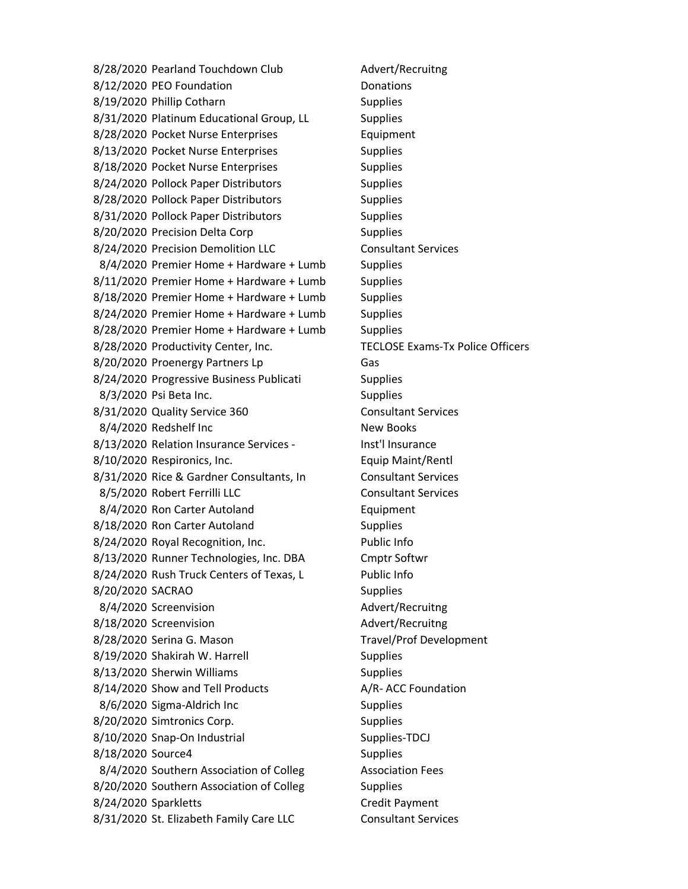| | | |
|---|---|---|
| 8/28/2020 | Pearland Touchdown Club | Advert/Recruitng |
| 8/12/2020 | PEO Foundation | Donations |
| 8/19/2020 | Phillip Cotharn | Supplies |
| 8/31/2020 | Platinum Educational Group, LL | Supplies |
| 8/28/2020 | Pocket Nurse Enterprises | Equipment |
| 8/13/2020 | Pocket Nurse Enterprises | Supplies |
| 8/18/2020 | Pocket Nurse Enterprises | Supplies |
| 8/24/2020 | Pollock Paper Distributors | Supplies |
| 8/28/2020 | Pollock Paper Distributors | Supplies |
| 8/31/2020 | Pollock Paper Distributors | Supplies |
| 8/20/2020 | Precision Delta Corp | Supplies |
| 8/24/2020 | Precision Demolition LLC | Consultant Services |
| 8/4/2020 | Premier Home + Hardware + Lumb | Supplies |
| 8/11/2020 | Premier Home + Hardware + Lumb | Supplies |
| 8/18/2020 | Premier Home + Hardware + Lumb | Supplies |
| 8/24/2020 | Premier Home + Hardware + Lumb | Supplies |
| 8/28/2020 | Premier Home + Hardware + Lumb | Supplies |
| 8/28/2020 | Productivity Center, Inc. | TECLOSE Exams-Tx Police Officers |
| 8/20/2020 | Proenergy Partners Lp | Gas |
| 8/24/2020 | Progressive Business Publicati | Supplies |
| 8/3/2020 | Psi Beta Inc. | Supplies |
| 8/31/2020 | Quality Service 360 | Consultant Services |
| 8/4/2020 | Redshelf Inc | New Books |
| 8/13/2020 | Relation Insurance Services - | Inst'l Insurance |
| 8/10/2020 | Respironics, Inc. | Equip Maint/Rentl |
| 8/31/2020 | Rice & Gardner Consultants, In | Consultant Services |
| 8/5/2020 | Robert Ferrilli LLC | Consultant Services |
| 8/4/2020 | Ron Carter Autoland | Equipment |
| 8/18/2020 | Ron Carter Autoland | Supplies |
| 8/24/2020 | Royal Recognition, Inc. | Public Info |
| 8/13/2020 | Runner Technologies, Inc. DBA | Cmptr Softwr |
| 8/24/2020 | Rush Truck Centers of Texas, L | Public Info |
| 8/20/2020 | SACRAO | Supplies |
| 8/4/2020 | Screenvision | Advert/Recruitng |
| 8/18/2020 | Screenvision | Advert/Recruitng |
| 8/28/2020 | Serina G. Mason | Travel/Prof Development |
| 8/19/2020 | Shakirah W. Harrell | Supplies |
| 8/13/2020 | Sherwin Williams | Supplies |
| 8/14/2020 | Show and Tell Products | A/R- ACC Foundation |
| 8/6/2020 | Sigma-Aldrich Inc | Supplies |
| 8/20/2020 | Simtronics Corp. | Supplies |
| 8/10/2020 | Snap-On Industrial | Supplies-TDCJ |
| 8/18/2020 | Source4 | Supplies |
| 8/4/2020 | Southern Association of Colleg | Association Fees |
| 8/20/2020 | Southern Association of Colleg | Supplies |
| 8/24/2020 | Sparkletts | Credit Payment |
| 8/31/2020 | St. Elizabeth Family Care LLC | Consultant Services |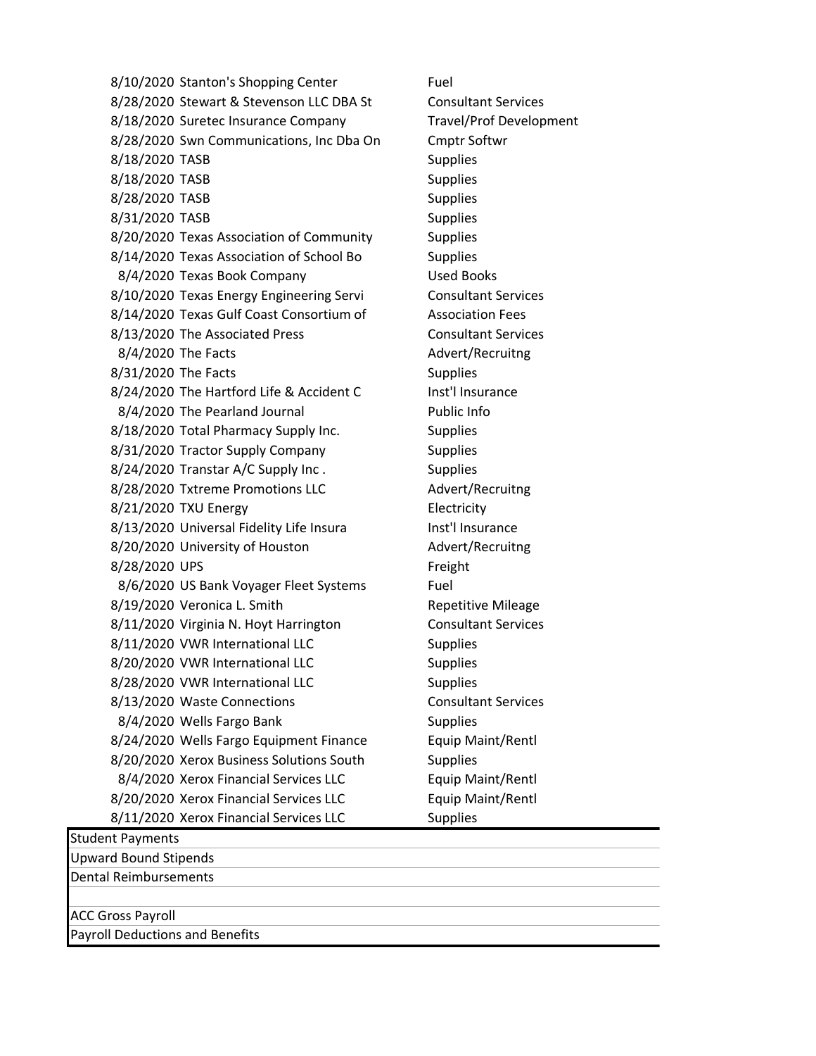| Date | Vendor | Description |
|---|---|---|
| 8/10/2020 | Stanton's Shopping Center | Fuel |
| 8/28/2020 | Stewart & Stevenson LLC DBA St | Consultant Services |
| 8/18/2020 | Suretec Insurance Company | Travel/Prof Development |
| 8/28/2020 | Swn Communications, Inc Dba On | Cmptr Softwr |
| 8/18/2020 | TASB | Supplies |
| 8/18/2020 | TASB | Supplies |
| 8/28/2020 | TASB | Supplies |
| 8/31/2020 | TASB | Supplies |
| 8/20/2020 | Texas Association of Community | Supplies |
| 8/14/2020 | Texas Association of School Bo | Supplies |
| 8/4/2020 | Texas Book Company | Used Books |
| 8/10/2020 | Texas Energy Engineering Servi | Consultant Services |
| 8/14/2020 | Texas Gulf Coast Consortium of | Association Fees |
| 8/13/2020 | The Associated Press | Consultant Services |
| 8/4/2020 | The Facts | Advert/Recruitng |
| 8/31/2020 | The Facts | Supplies |
| 8/24/2020 | The Hartford Life & Accident C | Inst'l Insurance |
| 8/4/2020 | The Pearland Journal | Public Info |
| 8/18/2020 | Total Pharmacy Supply Inc. | Supplies |
| 8/31/2020 | Tractor Supply Company | Supplies |
| 8/24/2020 | Transtar A/C Supply Inc . | Supplies |
| 8/28/2020 | Txtreme Promotions LLC | Advert/Recruitng |
| 8/21/2020 | TXU Energy | Electricity |
| 8/13/2020 | Universal Fidelity Life Insura | Inst'l Insurance |
| 8/20/2020 | University of Houston | Advert/Recruitng |
| 8/28/2020 | UPS | Freight |
| 8/6/2020 | US Bank Voyager Fleet Systems | Fuel |
| 8/19/2020 | Veronica L. Smith | Repetitive Mileage |
| 8/11/2020 | Virginia N. Hoyt Harrington | Consultant Services |
| 8/11/2020 | VWR International LLC | Supplies |
| 8/20/2020 | VWR International LLC | Supplies |
| 8/28/2020 | VWR International LLC | Supplies |
| 8/13/2020 | Waste Connections | Consultant Services |
| 8/4/2020 | Wells Fargo Bank | Supplies |
| 8/24/2020 | Wells Fargo Equipment Finance | Equip Maint/Rentl |
| 8/20/2020 | Xerox Business Solutions South | Supplies |
| 8/4/2020 | Xerox Financial Services LLC | Equip Maint/Rentl |
| 8/20/2020 | Xerox Financial Services LLC | Equip Maint/Rentl |
| 8/11/2020 | Xerox Financial Services LLC | Supplies |

| |
|---|
| Student Payments |
| Upward Bound Stipends |
| Dental Reimbursements |
| |
| ACC Gross Payroll |
| Payroll Deductions and Benefits |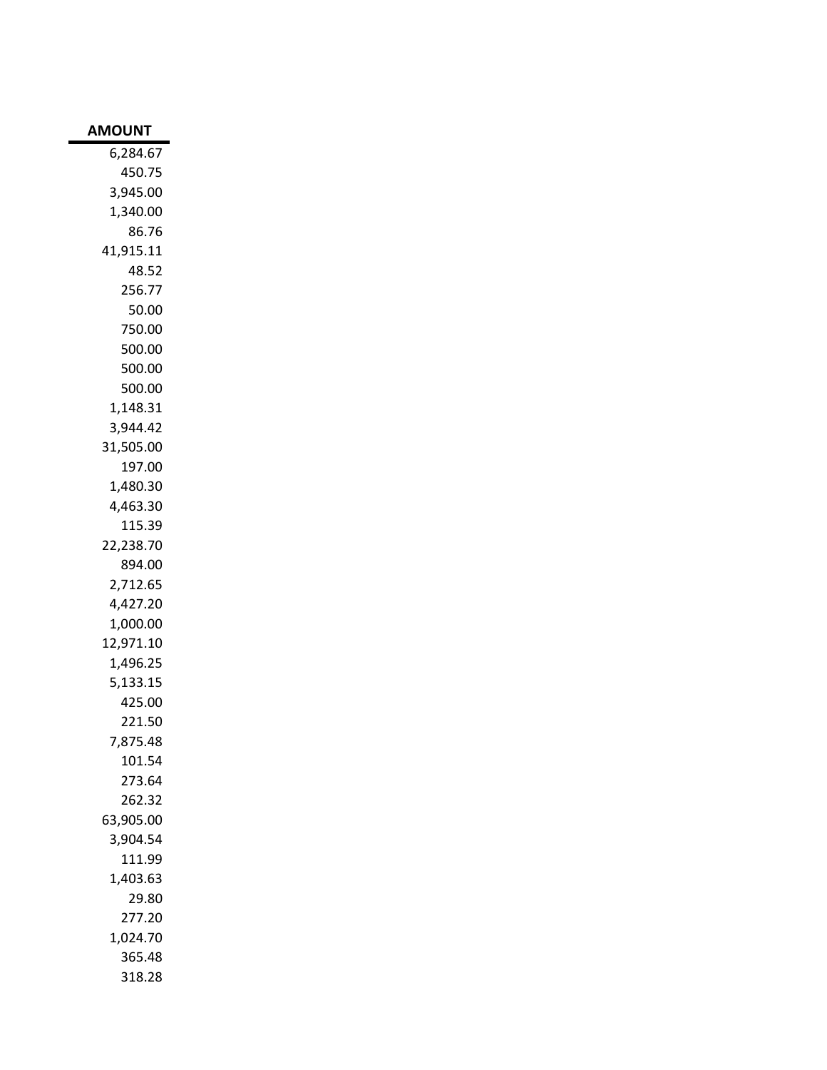| AMOUNT |
|---:|
| 6,284.67 |
| 450.75 |
| 3,945.00 |
| 1,340.00 |
| 86.76 |
| 41,915.11 |
| 48.52 |
| 256.77 |
| 50.00 |
| 750.00 |
| 500.00 |
| 500.00 |
| 500.00 |
| 1,148.31 |
| 3,944.42 |
| 31,505.00 |
| 197.00 |
| 1,480.30 |
| 4,463.30 |
| 115.39 |
| 22,238.70 |
| 894.00 |
| 2,712.65 |
| 4,427.20 |
| 1,000.00 |
| 12,971.10 |
| 1,496.25 |
| 5,133.15 |
| 425.00 |
| 221.50 |
| 7,875.48 |
| 101.54 |
| 273.64 |
| 262.32 |
| 63,905.00 |
| 3,904.54 |
| 111.99 |
| 1,403.63 |
| 29.80 |
| 277.20 |
| 1,024.70 |
| 365.48 |
| 318.28 |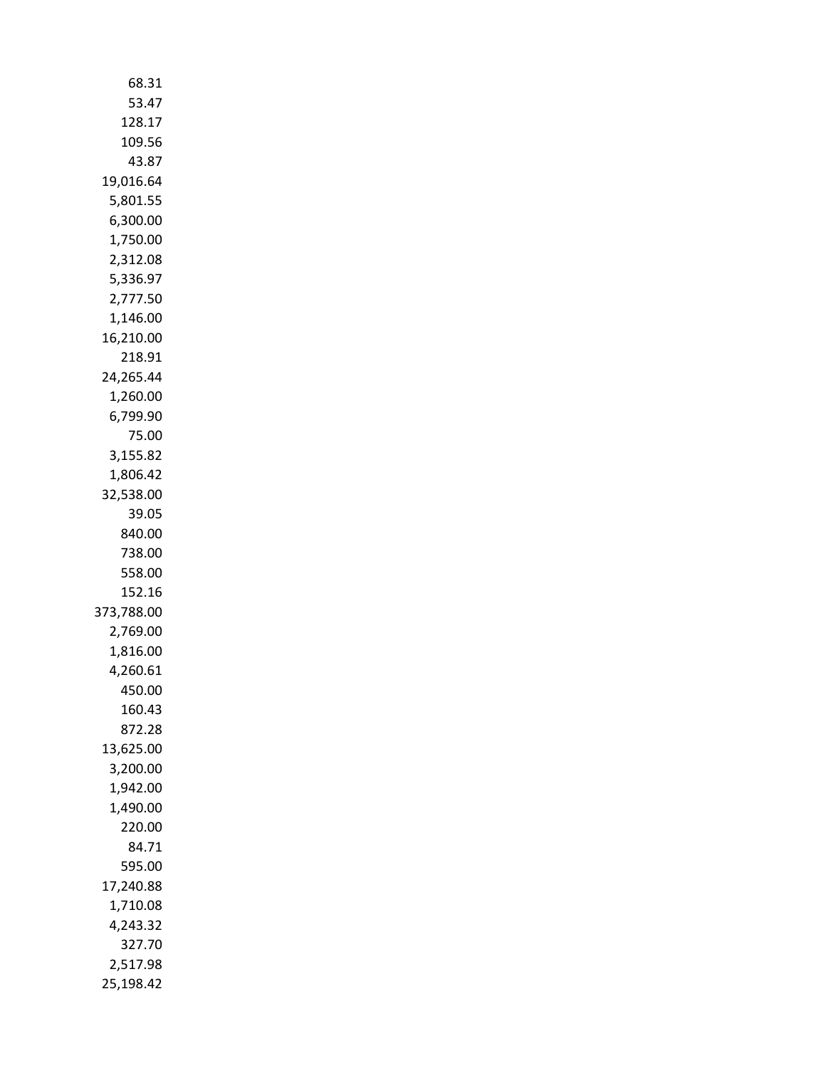68.31
53.47
128.17
109.56
43.87
19,016.64
5,801.55
6,300.00
1,750.00
2,312.08
5,336.97
2,777.50
1,146.00
16,210.00
218.91
24,265.44
1,260.00
6,799.90
75.00
3,155.82
1,806.42
32,538.00
39.05
840.00
738.00
558.00
152.16
373,788.00
2,769.00
1,816.00
4,260.61
450.00
160.43
872.28
13,625.00
3,200.00
1,942.00
1,490.00
220.00
84.71
595.00
17,240.88
1,710.08
4,243.32
327.70
2,517.98
25,198.42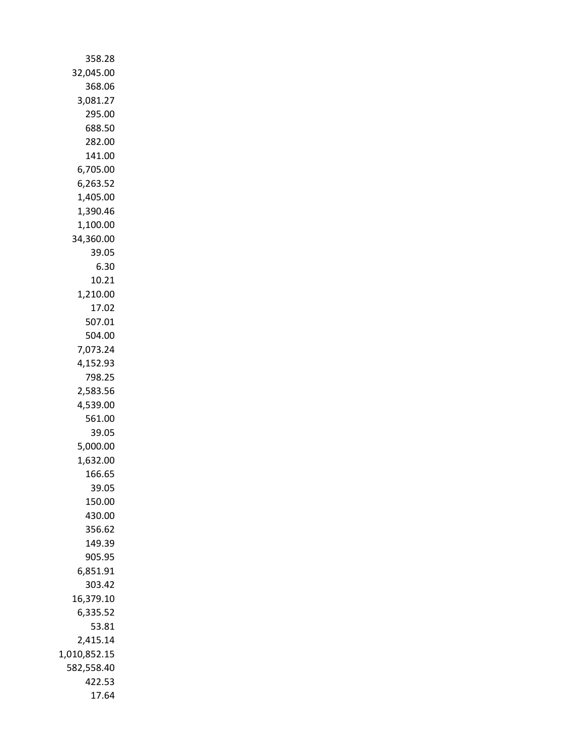358.28
32,045.00
368.06
3,081.27
295.00
688.50
282.00
141.00
6,705.00
6,263.52
1,405.00
1,390.46
1,100.00
34,360.00
39.05
6.30
10.21
1,210.00
17.02
507.01
504.00
7,073.24
4,152.93
798.25
2,583.56
4,539.00
561.00
39.05
5,000.00
1,632.00
166.65
39.05
150.00
430.00
356.62
149.39
905.95
6,851.91
303.42
16,379.10
6,335.52
53.81
2,415.14
1,010,852.15
582,558.40
422.53
17.64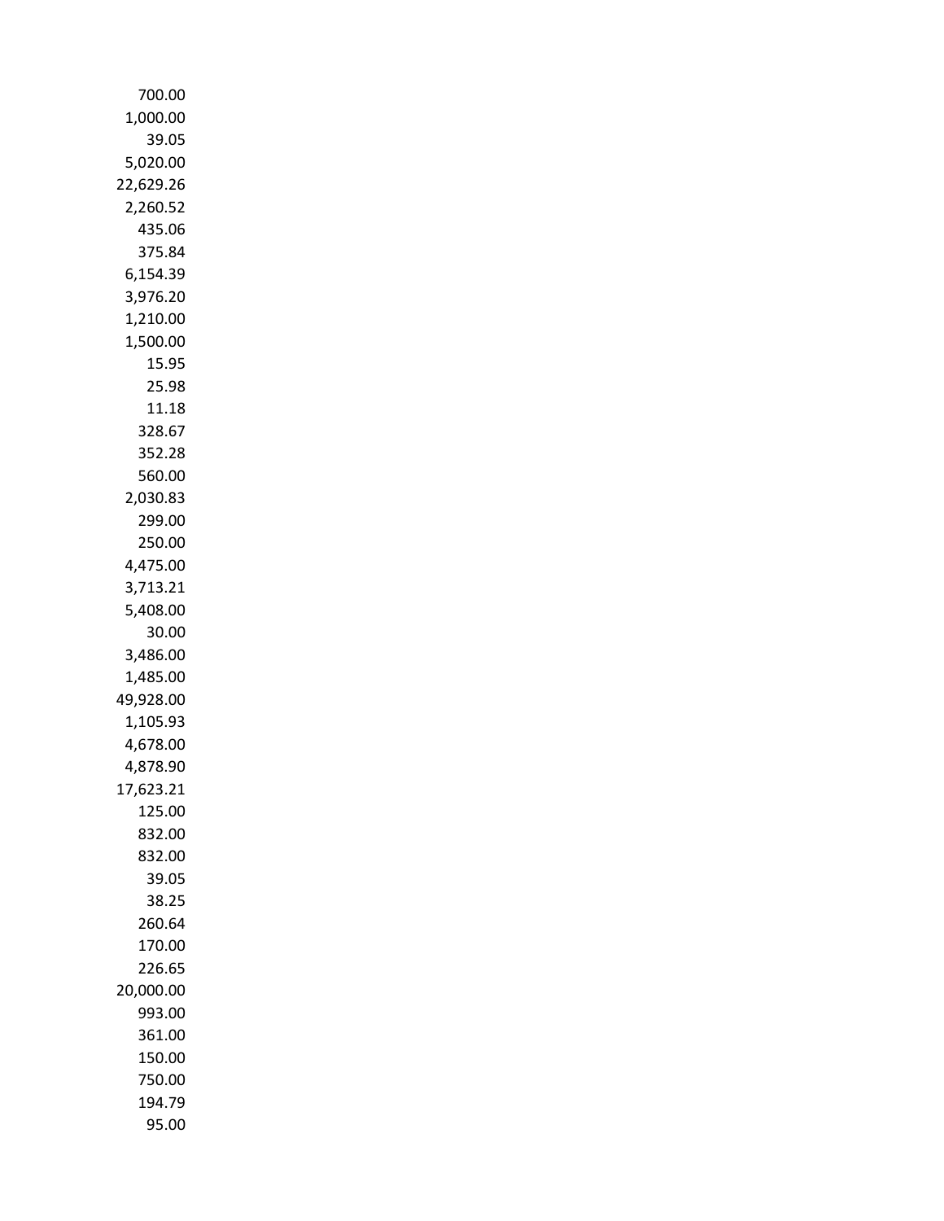700.00
1,000.00
39.05
5,020.00
22,629.26
2,260.52
435.06
375.84
6,154.39
3,976.20
1,210.00
1,500.00
15.95
25.98
11.18
328.67
352.28
560.00
2,030.83
299.00
250.00
4,475.00
3,713.21
5,408.00
30.00
3,486.00
1,485.00
49,928.00
1,105.93
4,678.00
4,878.90
17,623.21
125.00
832.00
832.00
39.05
38.25
260.64
170.00
226.65
20,000.00
993.00
361.00
150.00
750.00
194.79
95.00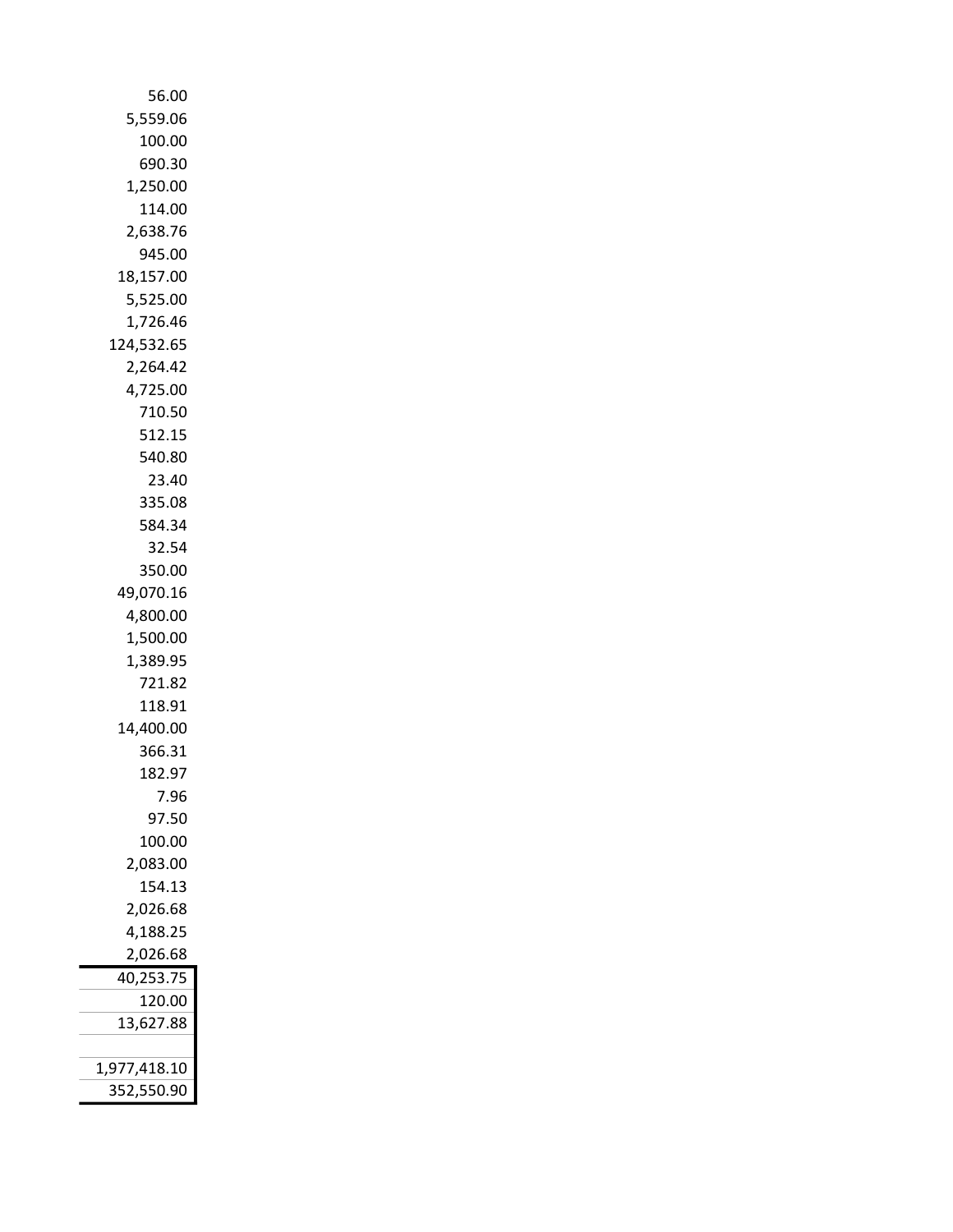| |
|---|
| 56.00 |
| 5,559.06 |
| 100.00 |
| 690.30 |
| 1,250.00 |
| 114.00 |
| 2,638.76 |
| 945.00 |
| 18,157.00 |
| 5,525.00 |
| 1,726.46 |
| 124,532.65 |
| 2,264.42 |
| 4,725.00 |
| 710.50 |
| 512.15 |
| 540.80 |
| 23.40 |
| 335.08 |
| 584.34 |
| 32.54 |
| 350.00 |
| 49,070.16 |
| 4,800.00 |
| 1,500.00 |
| 1,389.95 |
| 721.82 |
| 118.91 |
| 14,400.00 |
| 366.31 |
| 182.97 |
| 7.96 |
| 97.50 |
| 100.00 |
| 2,083.00 |
| 154.13 |
| 2,026.68 |
| 4,188.25 |
| 2,026.68 |
| 40,253.75 |
| 120.00 |
| 13,627.88 |
| |
| 1,977,418.10 |
| 352,550.90 |